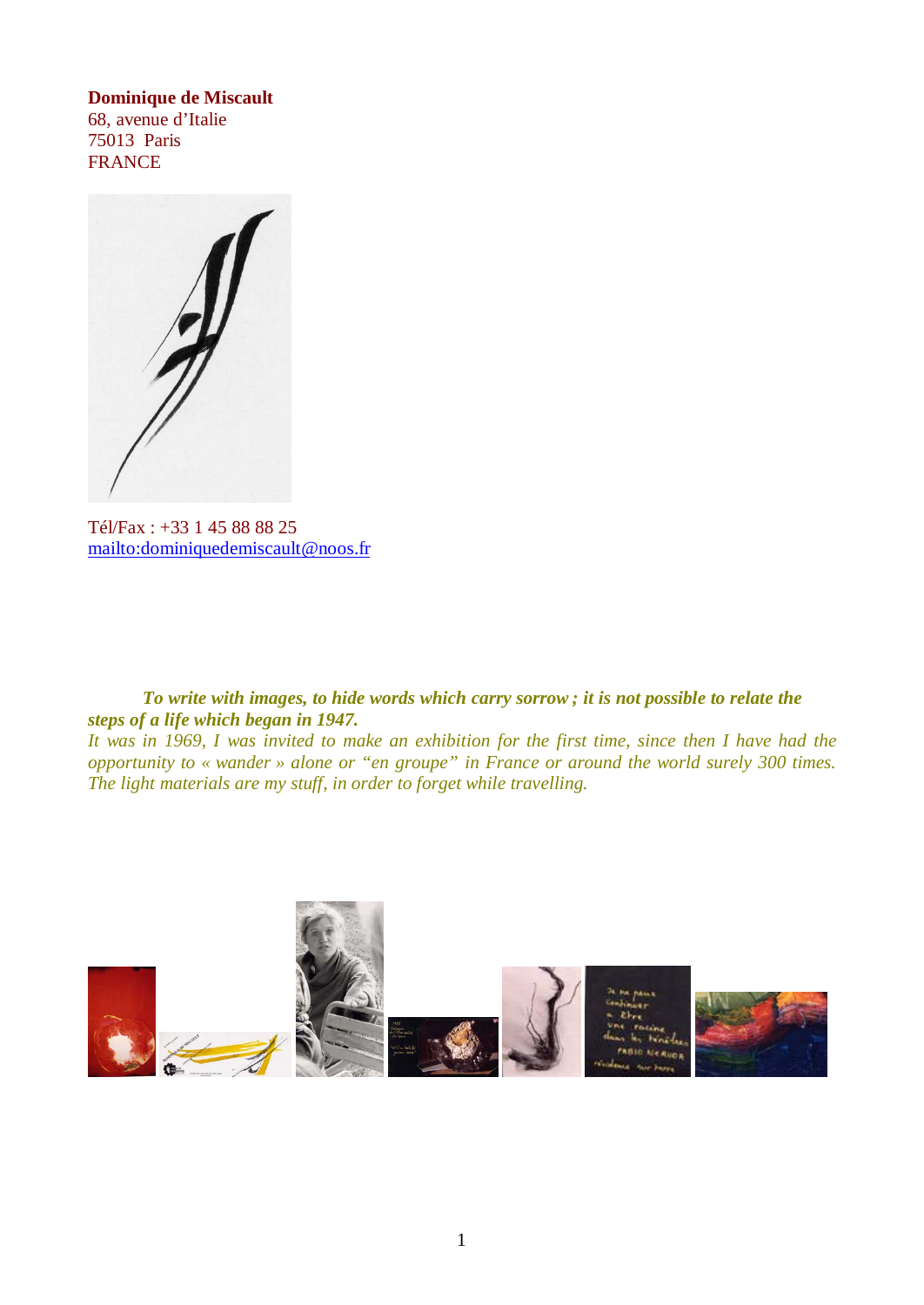**Dominique de Miscault**
68, avenue d'Italie
75013 Paris
FRANCE

Tél/Fax : +33 1 45 88 88 25
[mailto:dominiquedemiscault@noos.fr](mailto:dominiquedemiscault@noos.fr)

***To write with images, to hide words which carry sorrow ; it is not possible to relate the steps of a life which began in 1947.***

*It was in 1969, I was invited to make an exhibition for the first time, since then I have had the opportunity to « wander » alone or "en groupe" in France or around the world surely 300 times. The light materials are my stuff, in order to forget while travelling.*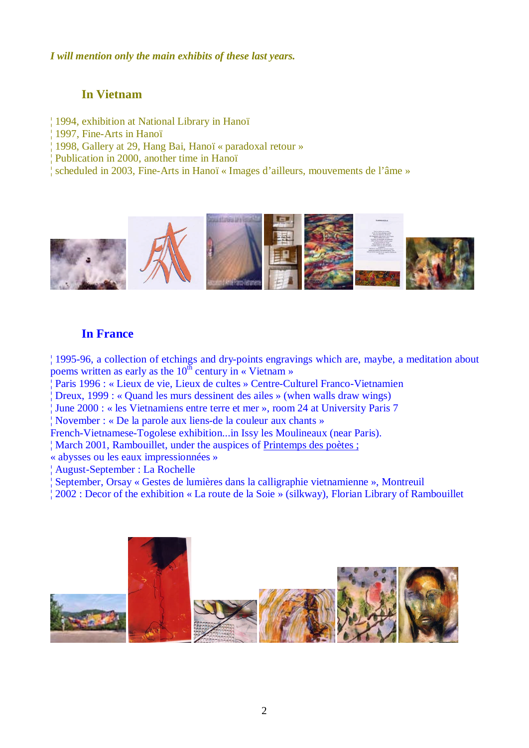*I will mention only the main exhibits of these last years.*

## In Vietnam

¦ 1994, exhibition at National Library in Hanoï
¦ 1997, Fine-Arts in Hanoï
¦ 1998, Gallery at 29, Hang Bai, Hanoï « paradoxal retour »
¦ Publication in 2000, another time in Hanoï
¦ scheduled in 2003, Fine-Arts in Hanoï « Images d'ailleurs, mouvements de l'âme »

## In France

¦ 1995-96, a collection of etchings and dry-points engravings which are, maybe, a meditation about poems written as early as the 10th century in « Vietnam »
¦ Paris 1996 : « Lieux de vie, Lieux de cultes » Centre-Culturel Franco-Vietnamien
¦ Dreux, 1999 : « Quand les murs dessinent des ailes » (when walls draw wings)
¦ June 2000 : « les Vietnamiens entre terre et mer », room 24 at University Paris 7
¦ November : « De la parole aux liens-de la couleur aux chants »
French-Vietnamese-Togolese exhibition...in Issy les Moulineaux (near Paris).
¦ March 2001, Rambouillet, under the auspices of Printemps des poètes ;
« abysses ou les eaux impressionnées »
¦ August-September : La Rochelle
¦ September, Orsay « Gestes de lumières dans la calligraphie vietnamienne », Montreuil
¦ 2002 : Decor of the exhibition « La route de la Soie » (silkway), Florian Library of Rambouillet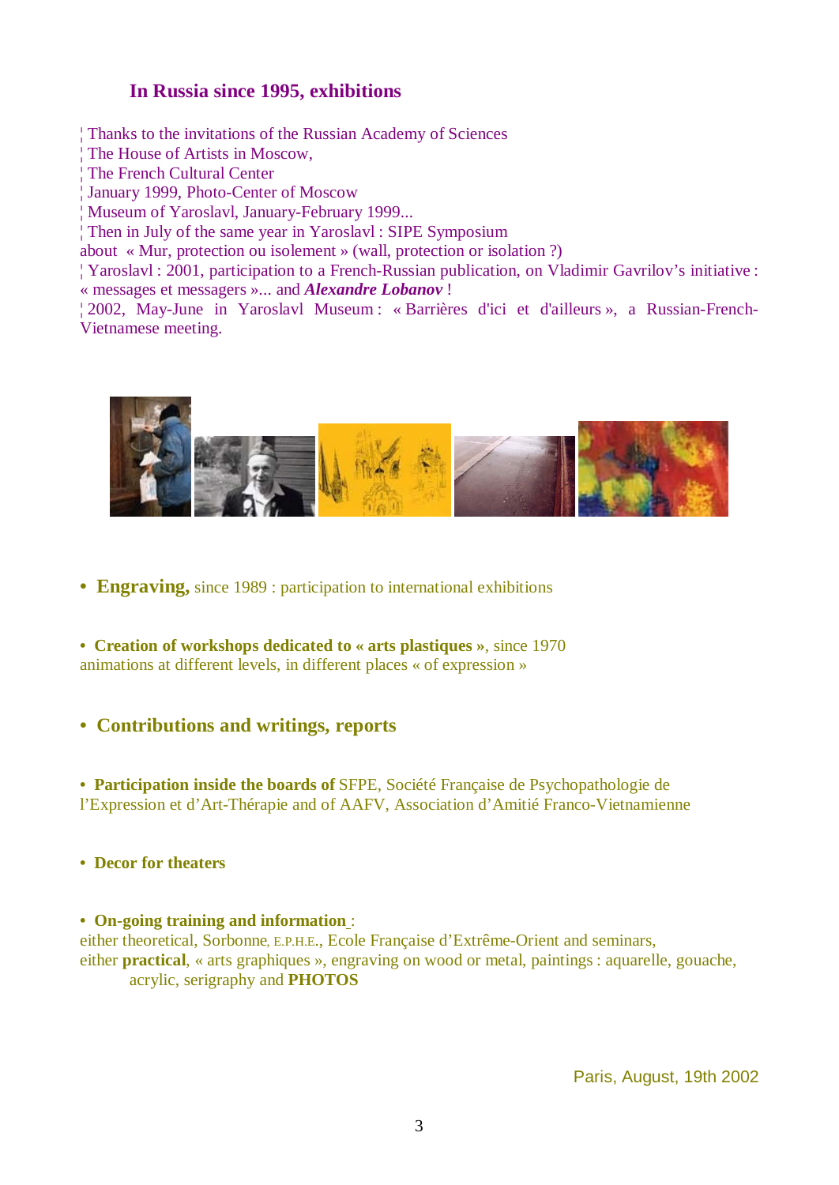## In Russia since 1995, exhibitions

¦ Thanks to the invitations of the Russian Academy of Sciences
¦ The House of Artists in Moscow,
¦ The French Cultural Center
¦ January 1999, Photo-Center of Moscow
¦ Museum of Yaroslavl, January-February 1999...
¦ Then in July of the same year in Yaroslavl : SIPE Symposium
about « Mur, protection ou isolement » (wall, protection or isolation ?)
¦ Yaroslavl : 2001, participation to a French-Russian publication, on Vladimir Gavrilov's initiative : « messages et messagers »... and ***Alexandre Lobanov*** !
¦ 2002, May-June in Yaroslavl Museum : « Barrières d'ici et d'ailleurs », a Russian-French-Vietnamese meeting.

- **Engraving,** since 1989 : participation to international exhibitions

- **Creation of workshops dedicated to « arts plastiques »**, since 1970
animations at different levels, in different places « of expression »

- **Contributions and writings, reports**

- **Participation inside the boards of** SFPE, Société Française de Psychopathologie de l'Expression et d'Art-Thérapie and of AAFV, Association d'Amitié Franco-Vietnamienne

- **Decor for theaters**

- **On-going training and information** :
either theoretical, Sorbonne, E.P.H.E., Ecole Française d'Extrême-Orient and seminars,
either **practical**, « arts graphiques », engraving on wood or metal, paintings : aquarelle, gouache, acrylic, serigraphy and **PHOTOS**

Paris, August, 19th 2002